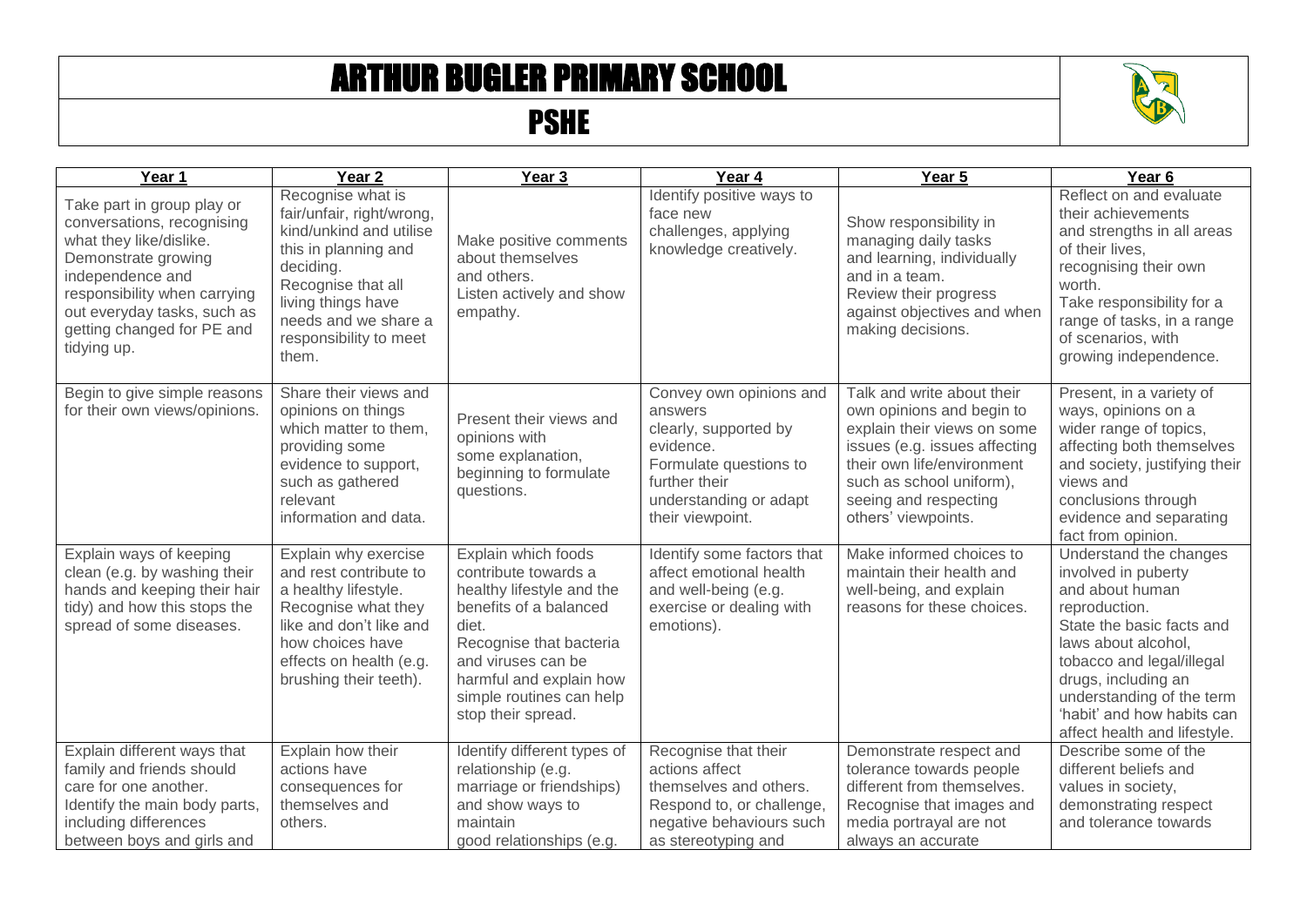# ARTHUR BUGLER PRIMARY SCHOOL

## PSHE

| Year 1 | Year 2 | Year 3 | Year 4 | Year 5 | Year 6 |
| --- | --- | --- | --- | --- | --- |
| Take part in group play or conversations, recognising what they like/dislike. Demonstrate growing independence and responsibility when carrying out everyday tasks, such as getting changed for PE and tidying up. | Recognise what is fair/unfair, right/wrong, kind/unkind and utilise this in planning and deciding. Recognise that all living things have needs and we share a responsibility to meet them. | Make positive comments about themselves and others. Listen actively and show empathy. | Identify positive ways to face new challenges, applying knowledge creatively. | Show responsibility in managing daily tasks and learning, individually and in a team. Review their progress against objectives and when making decisions. | Reflect on and evaluate their achievements and strengths in all areas of their lives, recognising their own worth. Take responsibility for a range of tasks, in a range of scenarios, with growing independence. |
| Begin to give simple reasons for their own views/opinions. | Share their views and opinions on things which matter to them, providing some evidence to support, such as gathered relevant information and data. | Present their views and opinions with some explanation, beginning to formulate questions. | Convey own opinions and answers clearly, supported by evidence. Formulate questions to further their understanding or adapt their viewpoint. | Talk and write about their own opinions and begin to explain their views on some issues (e.g. issues affecting their own life/environment such as school uniform), seeing and respecting others' viewpoints. | Present, in a variety of ways, opinions on a wider range of topics, affecting both themselves and society, justifying their views and conclusions through evidence and separating fact from opinion. |
| Explain ways of keeping clean (e.g. by washing their hands and keeping their hair tidy) and how this stops the spread of some diseases. | Explain why exercise and rest contribute to a healthy lifestyle. Recognise what they like and don't like and how choices have effects on health (e.g. brushing their teeth). | Explain which foods contribute towards a healthy lifestyle and the benefits of a balanced diet. Recognise that bacteria and viruses can be harmful and explain how simple routines can help stop their spread. | Identify some factors that affect emotional health and well-being (e.g. exercise or dealing with emotions). | Make informed choices to maintain their health and well-being, and explain reasons for these choices. | Understand the changes involved in puberty and about human reproduction. State the basic facts and laws about alcohol, tobacco and legal/illegal drugs, including an understanding of the term 'habit' and how habits can affect health and lifestyle. |
| Explain different ways that family and friends should care for one another. Identify the main body parts, including differences between boys and girls and | Explain how their actions have consequences for themselves and others. | Identify different types of relationship (e.g. marriage or friendships) and show ways to maintain good relationships (e.g. | Recognise that their actions affect themselves and others. Respond to, or challenge, negative behaviours such as stereotyping and | Demonstrate respect and tolerance towards people different from themselves. Recognise that images and media portrayal are not always an accurate | Describe some of the different beliefs and values in society, demonstrating respect and tolerance towards |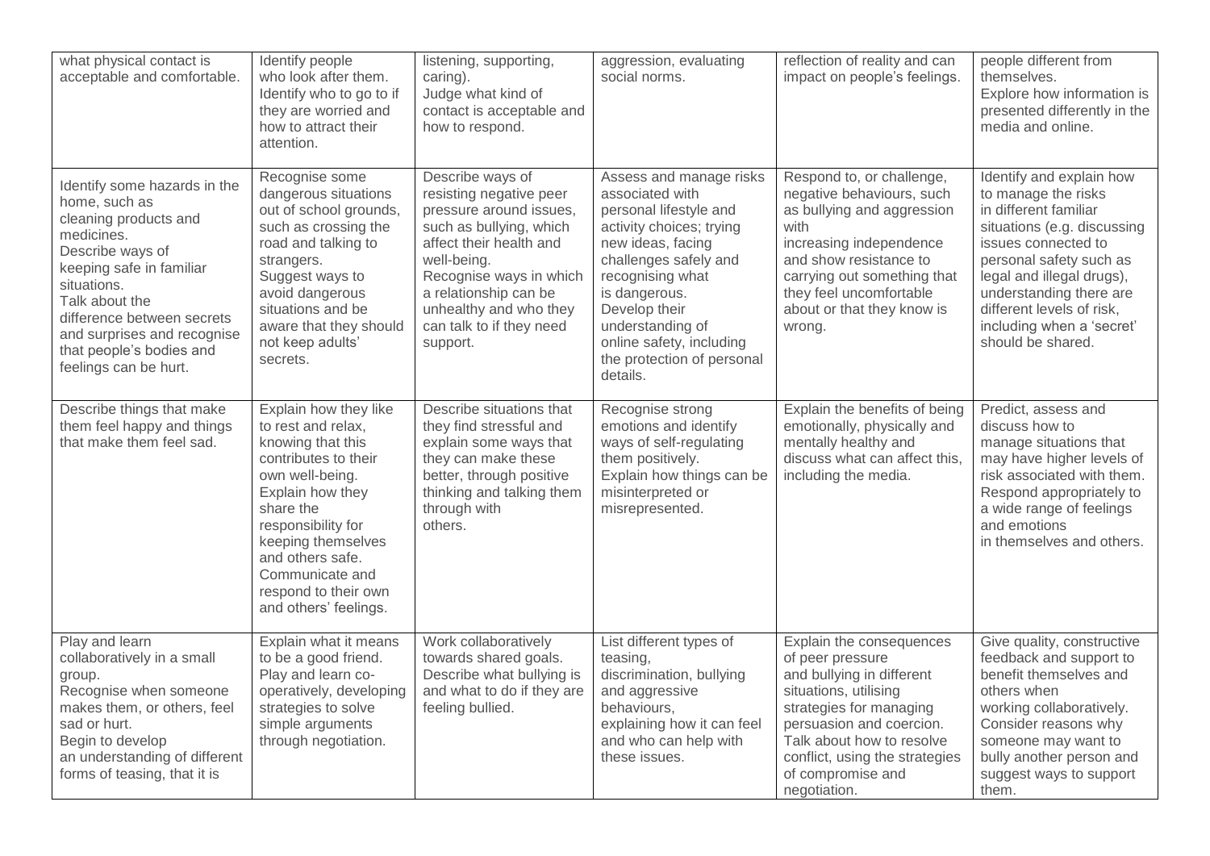| | | | | | |
|---|---|---|---|---|---|
| what physical contact is acceptable and comfortable. | Identify people who look after them. Identify who to go to if they are worried and how to attract their attention. | listening, supporting, caring). Judge what kind of contact is acceptable and how to respond. | aggression, evaluating social norms. | reflection of reality and can impact on people's feelings. | people different from themselves. Explore how information is presented differently in the media and online. |
| Identify some hazards in the home, such as cleaning products and medicines. Describe ways of keeping safe in familiar situations. Talk about the difference between secrets and surprises and recognise that people's bodies and feelings can be hurt. | Recognise some dangerous situations out of school grounds, such as crossing the road and talking to strangers. Suggest ways to avoid dangerous situations and be aware that they should not keep adults' secrets. | Describe ways of resisting negative peer pressure around issues, such as bullying, which affect their health and well-being. Recognise ways in which a relationship can be unhealthy and who they can talk to if they need support. | Assess and manage risks associated with personal lifestyle and activity choices; trying new ideas, facing challenges safely and recognising what is dangerous. Develop their understanding of online safety, including the protection of personal details. | Respond to, or challenge, negative behaviours, such as bullying and aggression with increasing independence and show resistance to carrying out something that they feel uncomfortable about or that they know is wrong. | Identify and explain how to manage the risks in different familiar situations (e.g. discussing issues connected to personal safety such as legal and illegal drugs), understanding there are different levels of risk, including when a 'secret' should be shared. |
| Describe things that make them feel happy and things that make them feel sad. | Explain how they like to rest and relax, knowing that this contributes to their own well-being. Explain how they share the responsibility for keeping themselves and others safe. Communicate and respond to their own and others' feelings. | Describe situations that they find stressful and explain some ways that they can make these better, through positive thinking and talking them through with others. | Recognise strong emotions and identify ways of self-regulating them positively. Explain how things can be misinterpreted or misrepresented. | Explain the benefits of being emotionally, physically and mentally healthy and discuss what can affect this, including the media. | Predict, assess and discuss how to manage situations that may have higher levels of risk associated with them. Respond appropriately to a wide range of feelings and emotions in themselves and others. |
| Play and learn collaboratively in a small group. Recognise when someone makes them, or others, feel sad or hurt. Begin to develop an understanding of different forms of teasing, that it is | Explain what it means to be a good friend. Play and learn co-operatively, developing strategies to solve simple arguments through negotiation. | Work collaboratively towards shared goals. Describe what bullying is and what to do if they are feeling bullied. | List different types of teasing, discrimination, bullying and aggressive behaviours, explaining how it can feel and who can help with these issues. | Explain the consequences of peer pressure and bullying in different situations, utilising strategies for managing persuasion and coercion. Talk about how to resolve conflict, using the strategies of compromise and negotiation. | Give quality, constructive feedback and support to benefit themselves and others when working collaboratively. Consider reasons why someone may want to bully another person and suggest ways to support them. |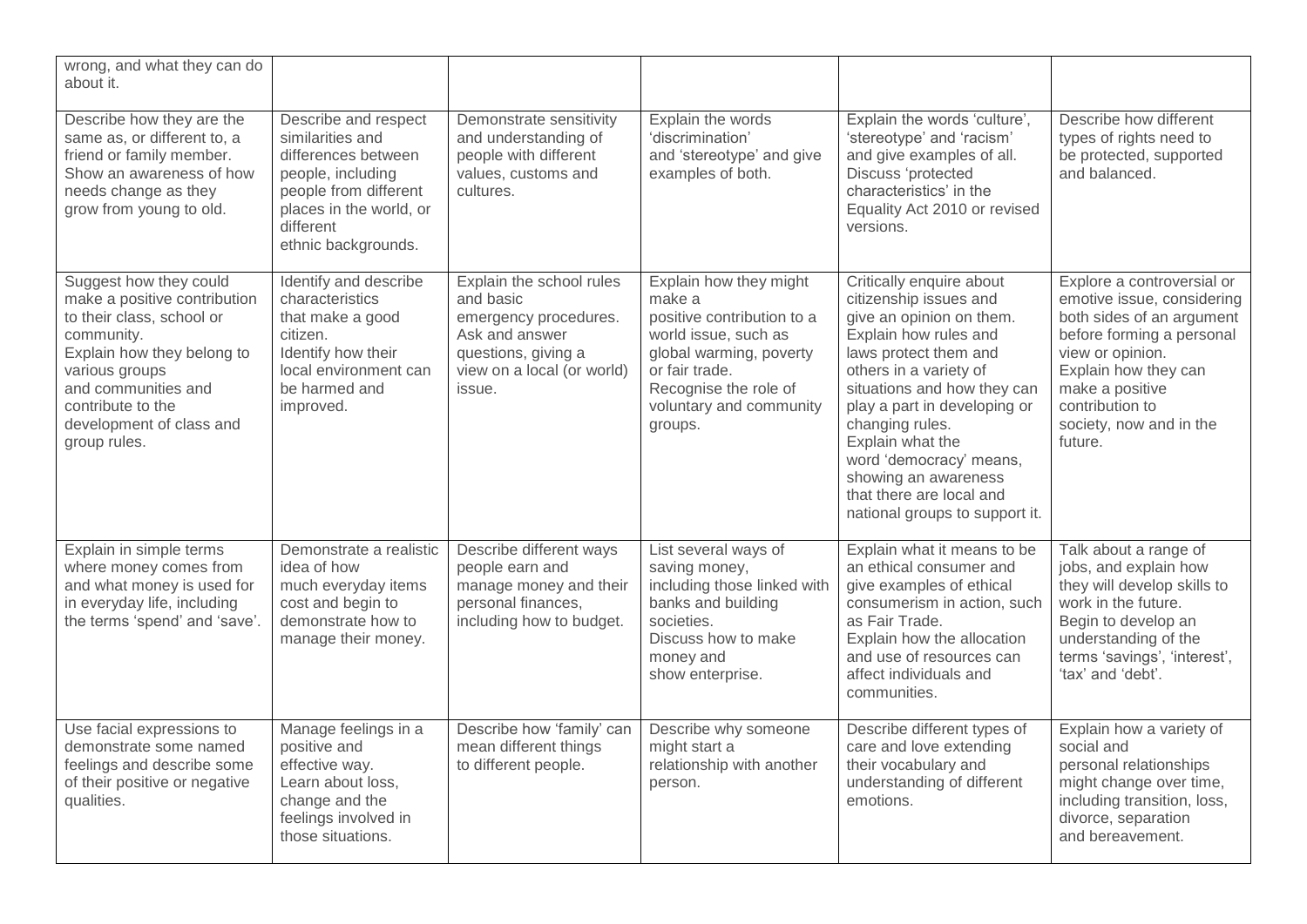| | | | | | |
|---|---|---|---|---|---|
| wrong, and what they can do about it. | | | | | |
| Describe how they are the same as, or different to, a friend or family member. Show an awareness of how needs change as they grow from young to old. | Describe and respect similarities and differences between people, including people from different places in the world, or different ethnic backgrounds. | Demonstrate sensitivity and understanding of people with different values, customs and cultures. | Explain the words 'discrimination' and 'stereotype' and give examples of both. | Explain the words 'culture', 'stereotype' and 'racism' and give examples of all. Discuss 'protected characteristics' in the Equality Act 2010 or revised versions. | Describe how different types of rights need to be protected, supported and balanced. |
| Suggest how they could make a positive contribution to their class, school or community. Explain how they belong to various groups and communities and contribute to the development of class and group rules. | Identify and describe characteristics that make a good citizen. Identify how their local environment can be harmed and improved. | Explain the school rules and basic emergency procedures. Ask and answer questions, giving a view on a local (or world) issue. | Explain how they might make a positive contribution to a world issue, such as global warming, poverty or fair trade. Recognise the role of voluntary and community groups. | Critically enquire about citizenship issues and give an opinion on them. Explain how rules and laws protect them and others in a variety of situations and how they can play a part in developing or changing rules. Explain what the word 'democracy' means, showing an awareness that there are local and national groups to support it. | Explore a controversial or emotive issue, considering both sides of an argument before forming a personal view or opinion. Explain how they can make a positive contribution to society, now and in the future. |
| Explain in simple terms where money comes from and what money is used for in everyday life, including the terms 'spend' and 'save'. | Demonstrate a realistic idea of how much everyday items cost and begin to demonstrate how to manage their money. | Describe different ways people earn and manage money and their personal finances, including how to budget. | List several ways of saving money, including those linked with banks and building societies. Discuss how to make money and show enterprise. | Explain what it means to be an ethical consumer and give examples of ethical consumerism in action, such as Fair Trade. Explain how the allocation and use of resources can affect individuals and communities. | Talk about a range of jobs, and explain how they will develop skills to work in the future. Begin to develop an understanding of the terms 'savings', 'interest', 'tax' and 'debt'. |
| Use facial expressions to demonstrate some named feelings and describe some of their positive or negative qualities. | Manage feelings in a positive and effective way. Learn about loss, change and the feelings involved in those situations. | Describe how 'family' can mean different things to different people. | Describe why someone might start a relationship with another person. | Describe different types of care and love extending their vocabulary and understanding of different emotions. | Explain how a variety of social and personal relationships might change over time, including transition, loss, divorce, separation and bereavement. |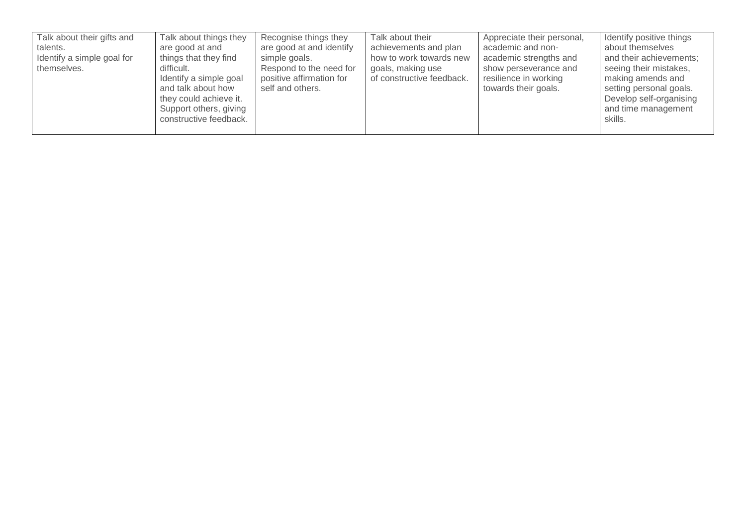| | | | | | |
|---|---|---|---|---|---|
| Talk about their gifts and talents.<br>Identify a simple goal for themselves. | Talk about things they are good at and things that they find difficult.<br>Identify a simple goal and talk about how they could achieve it.<br>Support others, giving constructive feedback. | Recognise things they are good at and identify simple goals.<br>Respond to the need for positive affirmation for self and others. | Talk about their achievements and plan how to work towards new goals, making use of constructive feedback. | Appreciate their personal, academic and non-academic strengths and show perseverance and resilience in working towards their goals. | Identify positive things about themselves and their achievements; seeing their mistakes, making amends and setting personal goals.<br>Develop self-organising and time management skills. |